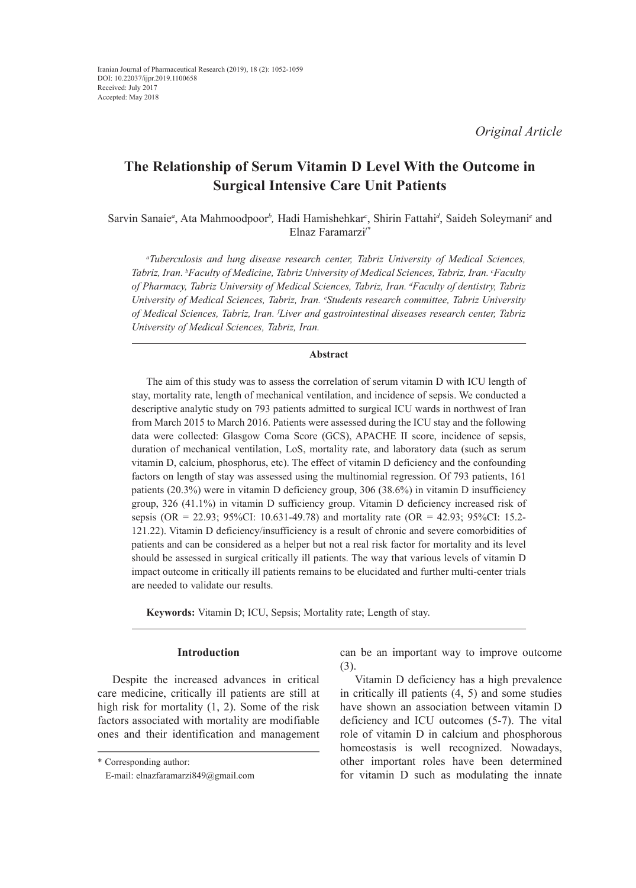*Original Article*

# The Relationship of Serum Vitamin D Level With the Outcome in Surgical Intensive Care Unit Patients

Sarvin Sanaie[a], Ata Mahmoodpoor[b], Hadi Hamishehkar[c], Shirin Fattahi[d], Saideh Soleymani[e] and Elnaz Faramarzi[f*]

*[a]Tuberculosis and lung disease research center, Tabriz University of Medical Sciences, Tabriz, Iran. [b]Faculty of Medicine, Tabriz University of Medical Sciences, Tabriz, Iran. [c]Faculty of Pharmacy, Tabriz University of Medical Sciences, Tabriz, Iran. [d]Faculty of dentistry, Tabriz University of Medical Sciences, Tabriz, Iran. [e]Students research committee, Tabriz University of Medical Sciences, Tabriz, Iran. [f]Liver and gastrointestinal diseases research center, Tabriz University of Medical Sciences, Tabriz, Iran.*

## Abstract

The aim of this study was to assess the correlation of serum vitamin D with ICU length of stay, mortality rate, length of mechanical ventilation, and incidence of sepsis. We conducted a descriptive analytic study on 793 patients admitted to surgical ICU wards in northwest of Iran from March 2015 to March 2016. Patients were assessed during the ICU stay and the following data were collected: Glasgow Coma Score (GCS), APACHE II score, incidence of sepsis, duration of mechanical ventilation, LoS, mortality rate, and laboratory data (such as serum vitamin D, calcium, phosphorus, etc). The effect of vitamin D deficiency and the confounding factors on length of stay was assessed using the multinomial regression. Of 793 patients, 161 patients (20.3%) were in vitamin D deficiency group, 306 (38.6%) in vitamin D insufficiency group, 326 (41.1%) in vitamin D sufficiency group. Vitamin D deficiency increased risk of sepsis (OR = 22.93; 95%CI: 10.631-49.78) and mortality rate (OR = 42.93; 95%CI: 15.2-121.22). Vitamin D deficiency/insufficiency is a result of chronic and severe comorbidities of patients and can be considered as a helper but not a real risk factor for mortality and its level should be assessed in surgical critically ill patients. The way that various levels of vitamin D impact outcome in critically ill patients remains to be elucidated and further multi-center trials are needed to validate our results.

**Keywords:** Vitamin D; ICU, Sepsis; Mortality rate; Length of stay.

## Introduction

Despite the increased advances in critical care medicine, critically ill patients are still at high risk for mortality (1, 2). Some of the risk factors associated with mortality are modifiable ones and their identification and management can be an important way to improve outcome (3).

Vitamin D deficiency has a high prevalence in critically ill patients (4, 5) and some studies have shown an association between vitamin D deficiency and ICU outcomes (5-7). The vital role of vitamin D in calcium and phosphorous homeostasis is well recognized. Nowadays, other important roles have been determined for vitamin D such as modulating the innate

\* Corresponding author:
E-mail: elnazfaramarzi849@gmail.com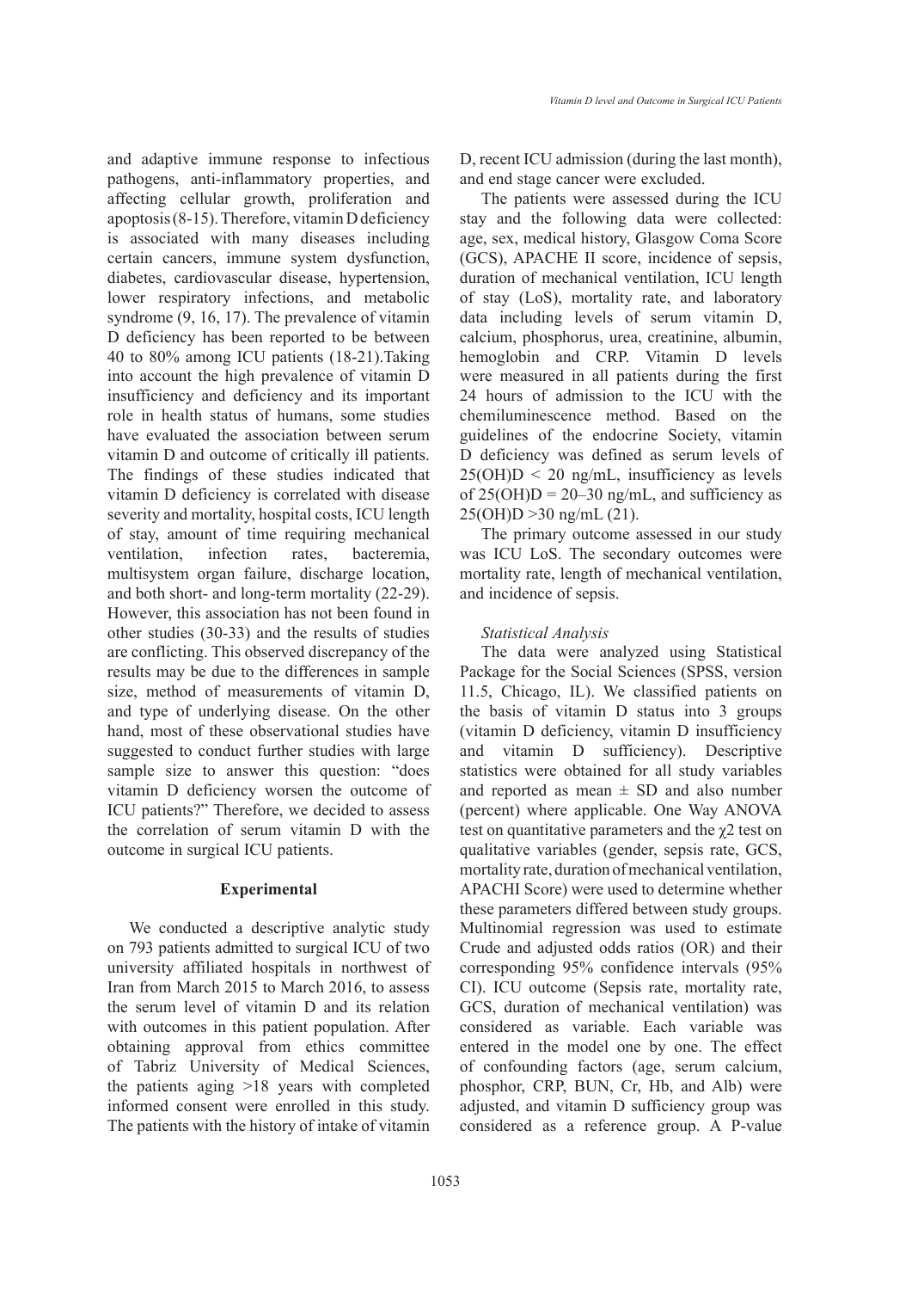and adaptive immune response to infectious pathogens, anti-inflammatory properties, and affecting cellular growth, proliferation and apoptosis (8-15). Therefore, vitamin D deficiency is associated with many diseases including certain cancers, immune system dysfunction, diabetes, cardiovascular disease, hypertension, lower respiratory infections, and metabolic syndrome (9, 16, 17). The prevalence of vitamin D deficiency has been reported to be between 40 to 80% among ICU patients (18-21).Taking into account the high prevalence of vitamin D insufficiency and deficiency and its important role in health status of humans, some studies have evaluated the association between serum vitamin D and outcome of critically ill patients. The findings of these studies indicated that vitamin D deficiency is correlated with disease severity and mortality, hospital costs, ICU length of stay, amount of time requiring mechanical ventilation, infection rates, bacteremia, multisystem organ failure, discharge location, and both short- and long-term mortality (22-29). However, this association has not been found in other studies (30-33) and the results of studies are conflicting. This observed discrepancy of the results may be due to the differences in sample size, method of measurements of vitamin D, and type of underlying disease. On the other hand, most of these observational studies have suggested to conduct further studies with large sample size to answer this question: "does vitamin D deficiency worsen the outcome of ICU patients?" Therefore, we decided to assess the correlation of serum vitamin D with the outcome in surgical ICU patients.

## Experimental

We conducted a descriptive analytic study on 793 patients admitted to surgical ICU of two university affiliated hospitals in northwest of Iran from March 2015 to March 2016, to assess the serum level of vitamin D and its relation with outcomes in this patient population. After obtaining approval from ethics committee of Tabriz University of Medical Sciences, the patients aging >18 years with completed informed consent were enrolled in this study. The patients with the history of intake of vitamin D, recent ICU admission (during the last month), and end stage cancer were excluded.

The patients were assessed during the ICU stay and the following data were collected: age, sex, medical history, Glasgow Coma Score (GCS), APACHE II score, incidence of sepsis, duration of mechanical ventilation, ICU length of stay (LoS), mortality rate, and laboratory data including levels of serum vitamin D, calcium, phosphorus, urea, creatinine, albumin, hemoglobin and CRP. Vitamin D levels were measured in all patients during the first 24 hours of admission to the ICU with the chemiluminescence method. Based on the guidelines of the endocrine Society, vitamin D deficiency was defined as serum levels of 25(OH)D < 20 ng/mL, insufficiency as levels of 25(OH)D = 20–30 ng/mL, and sufficiency as 25(OH)D >30 ng/mL (21).

The primary outcome assessed in our study was ICU LoS. The secondary outcomes were mortality rate, length of mechanical ventilation, and incidence of sepsis.

### *Statistical Analysis*

The data were analyzed using Statistical Package for the Social Sciences (SPSS, version 11.5, Chicago, IL). We classified patients on the basis of vitamin D status into 3 groups (vitamin D deficiency, vitamin D insufficiency and vitamin D sufficiency). Descriptive statistics were obtained for all study variables and reported as mean ± SD and also number (percent) where applicable. One Way ANOVA test on quantitative parameters and the $\chi^2$ test on qualitative variables (gender, sepsis rate, GCS, mortality rate, duration of mechanical ventilation, APACHI Score) were used to determine whether these parameters differed between study groups. Multinomial regression was used to estimate Crude and adjusted odds ratios (OR) and their corresponding 95% confidence intervals (95% CI). ICU outcome (Sepsis rate, mortality rate, GCS, duration of mechanical ventilation) was considered as variable. Each variable was entered in the model one by one. The effect of confounding factors (age, serum calcium, phosphor, CRP, BUN, Cr, Hb, and Alb) were adjusted, and vitamin D sufficiency group was considered as a reference group. A P-value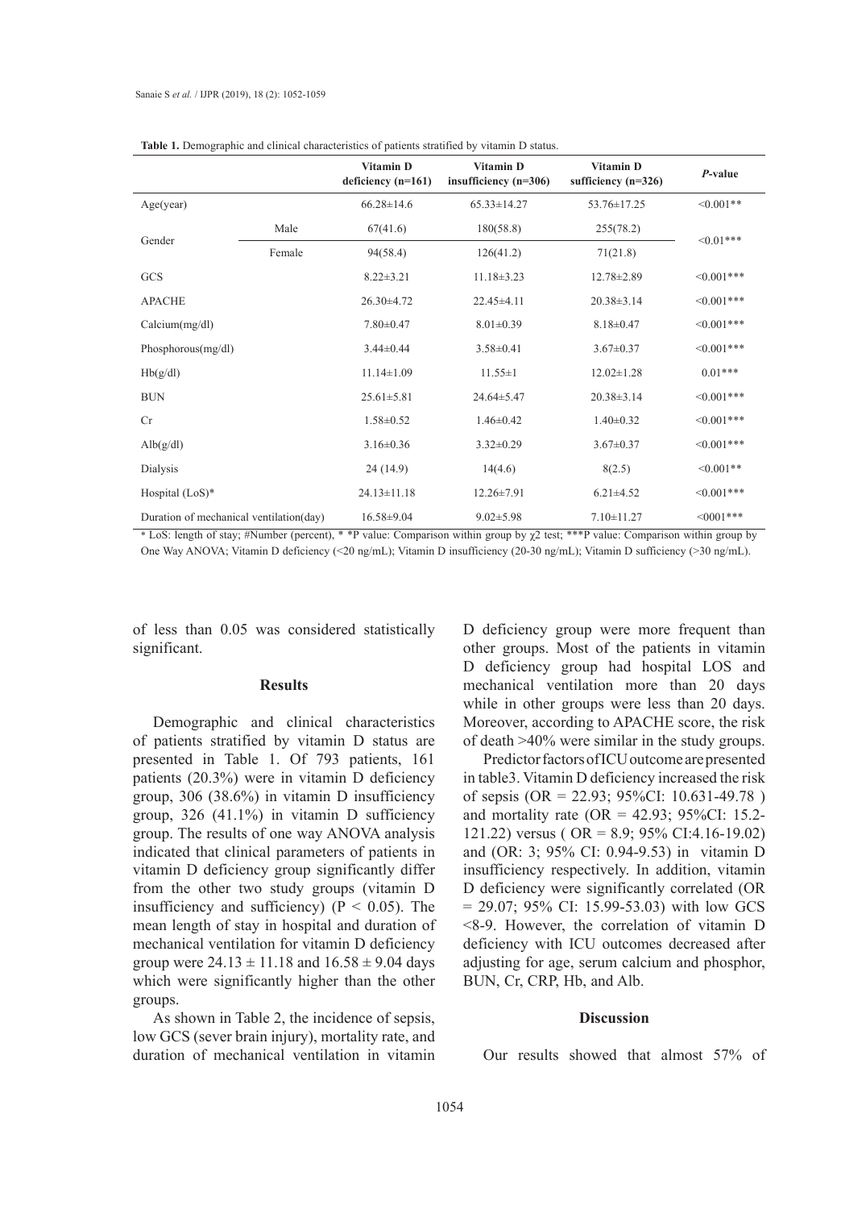**Table 1.** Demographic and clinical characteristics of patients stratified by vitamin D status.

| | | Vitamin D deficiency (n=161) | Vitamin D insufficiency (n=306) | Vitamin D sufficiency (n=326) | *P*-value |
|---|---|---|---|---|---|
| Age(year) | | 66.28±14.6 | 65.33±14.27 | 53.76±17.25 | <0.001** |
| Gender | Male | 67(41.6) | 180(58.8) | 255(78.2) | <0.01*** |
| | Female | 94(58.4) | 126(41.2) | 71(21.8) | |
| GCS | | 8.22±3.21 | 11.18±3.23 | 12.78±2.89 | <0.001*** |
| APACHE | | 26.30±4.72 | 22.45±4.11 | 20.38±3.14 | <0.001*** |
| Calcium(mg/dl) | | 7.80±0.47 | 8.01±0.39 | 8.18±0.47 | <0.001*** |
| Phosphorous(mg/dl) | | 3.44±0.44 | 3.58±0.41 | 3.67±0.37 | <0.001*** |
| Hb(g/dl) | | 11.14±1.09 | 11.55±1 | 12.02±1.28 | 0.01*** |
| BUN | | 25.61±5.81 | 24.64±5.47 | 20.38±3.14 | <0.001*** |
| Cr | | 1.58±0.52 | 1.46±0.42 | 1.40±0.32 | <0.001*** |
| Alb(g/dl) | | 3.16±0.36 | 3.32±0.29 | 3.67±0.37 | <0.001*** |
| Dialysis | | 24 (14.9) | 14(4.6) | 8(2.5) | <0.001** |
| Hospital (LoS)* | | 24.13±11.18 | 12.26±7.91 | 6.21±4.52 | <0.001*** |
| Duration of mechanical ventilation(day) | | 16.58±9.04 | 9.02±5.98 | 7.10±11.27 | <0001*** |

\* LoS: length of stay; #Number (percent), * *P value: Comparison within group by $\chi 2$ test; ***P value: Comparison within group by One Way ANOVA; Vitamin D deficiency (<20 ng/mL); Vitamin D insufficiency (20-30 ng/mL); Vitamin D sufficiency (>30 ng/mL).

of less than 0.05 was considered statistically significant.

## Results

Demographic and clinical characteristics of patients stratified by vitamin D status are presented in Table 1. Of 793 patients, 161 patients (20.3%) were in vitamin D deficiency group, 306 (38.6%) in vitamin D insufficiency group, 326 (41.1%) in vitamin D sufficiency group. The results of one way ANOVA analysis indicated that clinical parameters of patients in vitamin D deficiency group significantly differ from the other two study groups (vitamin D insufficiency and sufficiency) ($P < 0.05$). The mean length of stay in hospital and duration of mechanical ventilation for vitamin D deficiency group were 24.13 ± 11.18 and 16.58 ± 9.04 days which were significantly higher than the other groups.

As shown in Table 2, the incidence of sepsis, low GCS (sever brain injury), mortality rate, and duration of mechanical ventilation in vitamin D deficiency group were more frequent than other groups. Most of the patients in vitamin D deficiency group had hospital LOS and mechanical ventilation more than 20 days while in other groups were less than 20 days. Moreover, according to APACHE score, the risk of death >40% were similar in the study groups.

Predictor factors of ICU outcome are presented in table3. Vitamin D deficiency increased the risk of sepsis (OR = 22.93; 95%CI: 10.631-49.78 ) and mortality rate (OR = 42.93; 95%CI: 15.2-121.22) versus ( OR = 8.9; 95% CI:4.16-19.02) and (OR: 3; 95% CI: 0.94-9.53) in vitamin D insufficiency respectively. In addition, vitamin D deficiency were significantly correlated (OR = 29.07; 95% CI: 15.99-53.03) with low GCS <8-9. However, the correlation of vitamin D deficiency with ICU outcomes decreased after adjusting for age, serum calcium and phosphor, BUN, Cr, CRP, Hb, and Alb.

## Discussion

Our results showed that almost 57% of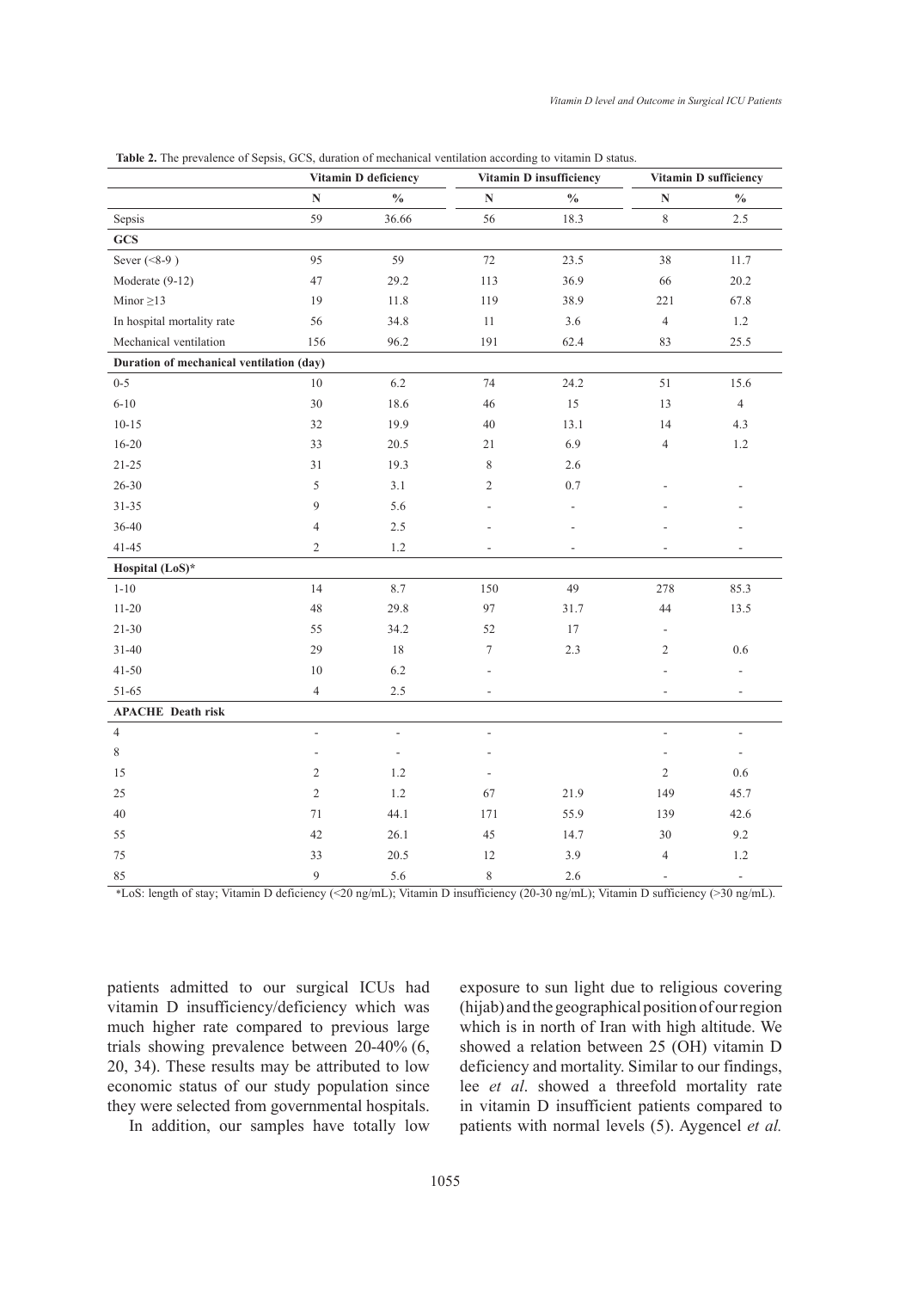**Table 2.** The prevalence of Sepsis, GCS, duration of mechanical ventilation according to vitamin D status.

| | Vitamin D deficiency | | Vitamin D insufficiency | | Vitamin D sufficiency | |
|---|---|---|---|---|---|---|
| | N | % | N | % | N | % |
| Sepsis | 59 | 36.66 | 56 | 18.3 | 8 | 2.5 |
| **GCS** | | | | | | |
| Sever (<8-9 ) | 95 | 59 | 72 | 23.5 | 38 | 11.7 |
| Moderate (9-12) | 47 | 29.2 | 113 | 36.9 | 66 | 20.2 |
| Minor ≥13 | 19 | 11.8 | 119 | 38.9 | 221 | 67.8 |
| In hospital mortality rate | 56 | 34.8 | 11 | 3.6 | 4 | 1.2 |
| Mechanical ventilation | 156 | 96.2 | 191 | 62.4 | 83 | 25.5 |
| **Duration of mechanical ventilation (day)** | | | | | | |
| 0-5 | 10 | 6.2 | 74 | 24.2 | 51 | 15.6 |
| 6-10 | 30 | 18.6 | 46 | 15 | 13 | 4 |
| 10-15 | 32 | 19.9 | 40 | 13.1 | 14 | 4.3 |
| 16-20 | 33 | 20.5 | 21 | 6.9 | 4 | 1.2 |
| 21-25 | 31 | 19.3 | 8 | 2.6 | | |
| 26-30 | 5 | 3.1 | 2 | 0.7 | - | - |
| 31-35 | 9 | 5.6 | - | - | - | - |
| 36-40 | 4 | 2.5 | - | - | - | - |
| 41-45 | 2 | 1.2 | - | - | - | - |
| **Hospital (LoS)*** | | | | | | |
| 1-10 | 14 | 8.7 | 150 | 49 | 278 | 85.3 |
| 11-20 | 48 | 29.8 | 97 | 31.7 | 44 | 13.5 |
| 21-30 | 55 | 34.2 | 52 | 17 | - | |
| 31-40 | 29 | 18 | 7 | 2.3 | 2 | 0.6 |
| 41-50 | 10 | 6.2 | - | | - | - |
| 51-65 | 4 | 2.5 | - | | - | - |
| **APACHE Death risk** | | | | | | |
| 4 | - | - | - | | - | - |
| 8 | - | - | - | | - | - |
| 15 | 2 | 1.2 | - | | 2 | 0.6 |
| 25 | 2 | 1.2 | 67 | 21.9 | 149 | 45.7 |
| 40 | 71 | 44.1 | 171 | 55.9 | 139 | 42.6 |
| 55 | 42 | 26.1 | 45 | 14.7 | 30 | 9.2 |
| 75 | 33 | 20.5 | 12 | 3.9 | 4 | 1.2 |
| 85 | 9 | 5.6 | 8 | 2.6 | - | - |

*LoS: length of stay; Vitamin D deficiency (<20 ng/mL); Vitamin D insufficiency (20-30 ng/mL); Vitamin D sufficiency (>30 ng/mL).

patients admitted to our surgical ICUs had vitamin D insufficiency/deficiency which was much higher rate compared to previous large trials showing prevalence between 20-40% (6, 20, 34). These results may be attributed to low economic status of our study population since they were selected from governmental hospitals.

In addition, our samples have totally low exposure to sun light due to religious covering (hijab) and the geographical position of our region which is in north of Iran with high altitude. We showed a relation between 25 (OH) vitamin D deficiency and mortality. Similar to our findings, lee *et al*. showed a threefold mortality rate in vitamin D insufficient patients compared to patients with normal levels (5). Aygencel *et al.*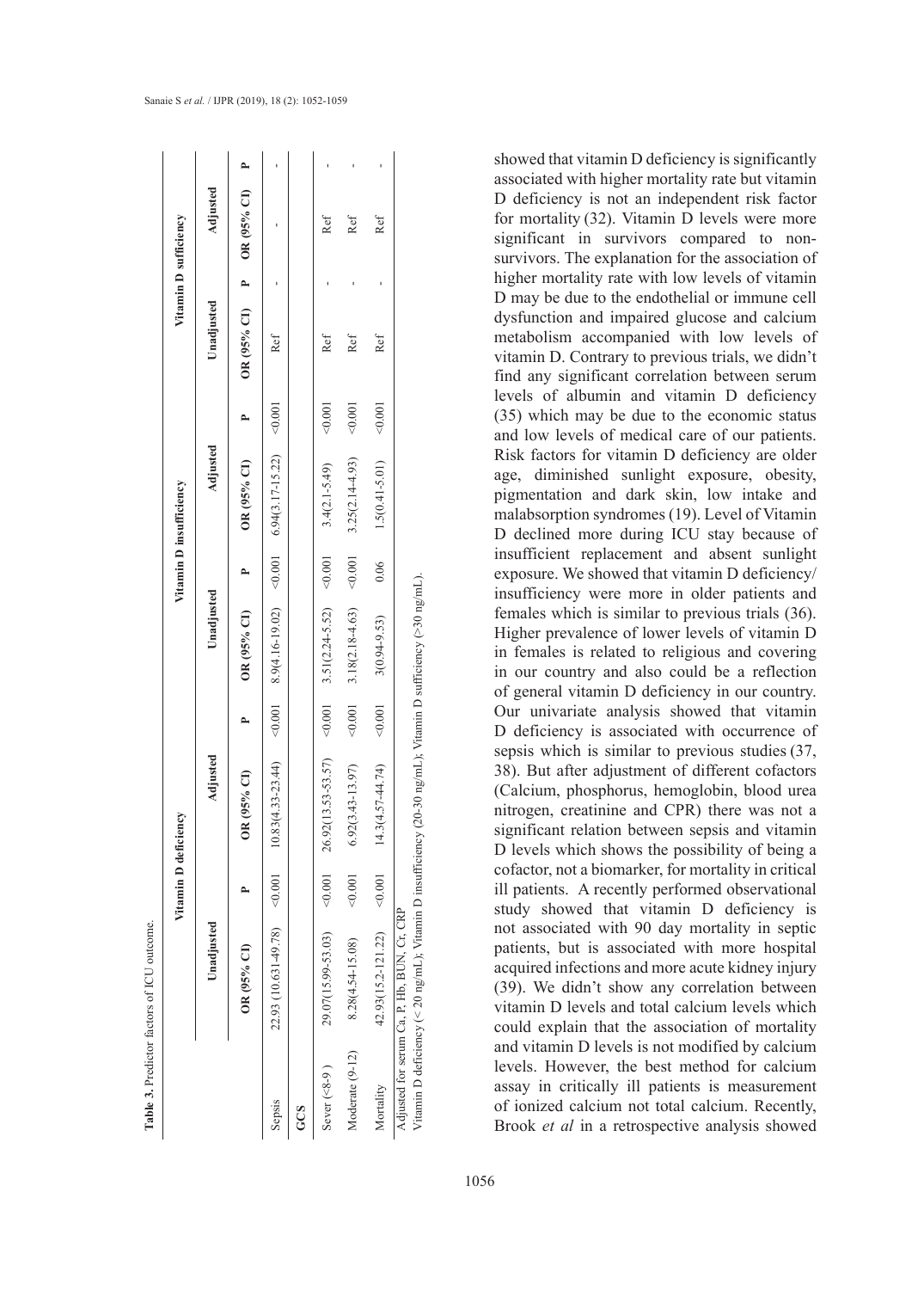**Table 3.** Predictor factors of ICU outcome.

| | Vitamin D deficiency | | | | Vitamin D insufficiency | | | | Vitamin D sufficiency | | | |
|---|---|---|---|---|---|---|---|---|---|---|---|---|
| | Unadjusted | | Adjusted | | Unadjusted | | Adjusted | | Unadjusted | | Adjusted | |
| | OR (95% CI) | P | OR (95% CI) | P | OR (95% CI) | P | OR (95% CI) | P | OR (95% CI) | P | OR (95% CI) | P |
| Sepsis | 22.93 (10.631-49.78) | <0.001 | 10.83(4.33-23.44) | <0.001 | 8.9(4.16-19.02) | <0.001 | 6.94(3.17-15.22) | <0.001 | Ref | - | - | - |
| GCS | | | | | | | | | | | | |
| Sever (<8-9 ) | 29.07(15.99-53.03) | <0.001 | 26.92(13.53-53.57) | <0.001 | 3.51(2.24-5.52) | <0.001 | 3.4(2.1-5.49) | <0.001 | Ref | - | Ref | - |
| Moderate (9-12) | 8.28(4.54-15.08) | <0.001 | 6.92(3.43-13.97) | <0.001 | 3.18(2.18-4.63) | <0.001 | 3.25(2.14-4.93) | <0.001 | Ref | - | Ref | - |
| Mortality | 42.93(15.2-121.22) | <0.001 | 14.3(4.57-44.74) | <0.001 | 3(0.94-9.53) | 0.06 | 1.5(0.41-5.01) | <0.001 | Ref | - | Ref | - |

Adjusted for serum Ca, P, Hb, BUN, Cr, CRP

Vitamin D deficiency (< 20 ng/mL); Vitamin D insufficiency (20-30 ng/mL); Vitamin D sufficiency (>30 ng/mL).

showed that vitamin D deficiency is significantly associated with higher mortality rate but vitamin D deficiency is not an independent risk factor for mortality (32). Vitamin D levels were more significant in survivors compared to non-survivors. The explanation for the association of higher mortality rate with low levels of vitamin D may be due to the endothelial or immune cell dysfunction and impaired glucose and calcium metabolism accompanied with low levels of vitamin D. Contrary to previous trials, we didn't find any significant correlation between serum levels of albumin and vitamin D deficiency (35) which may be due to the economic status and low levels of medical care of our patients. Risk factors for vitamin D deficiency are older age, diminished sunlight exposure, obesity, pigmentation and dark skin, low intake and malabsorption syndromes (19). Level of Vitamin D declined more during ICU stay because of insufficient replacement and absent sunlight exposure. We showed that vitamin D deficiency/insufficiency were more in older patients and females which is similar to previous trials (36). Higher prevalence of lower levels of vitamin D in females is related to religious and covering in our country and also could be a reflection of general vitamin D deficiency in our country. Our univariate analysis showed that vitamin D deficiency is associated with occurrence of sepsis which is similar to previous studies (37, 38). But after adjustment of different cofactors (Calcium, phosphorus, hemoglobin, blood urea nitrogen, creatinine and CPR) there was not a significant relation between sepsis and vitamin D levels which shows the possibility of being a cofactor, not a biomarker, for mortality in critical ill patients. A recently performed observational study showed that vitamin D deficiency is not associated with 90 day mortality in septic patients, but is associated with more hospital acquired infections and more acute kidney injury (39). We didn't show any correlation between vitamin D levels and total calcium levels which could explain that the association of mortality and vitamin D levels is not modified by calcium levels. However, the best method for calcium assay in critically ill patients is measurement of ionized calcium not total calcium. Recently, Brook *et al* in a retrospective analysis showed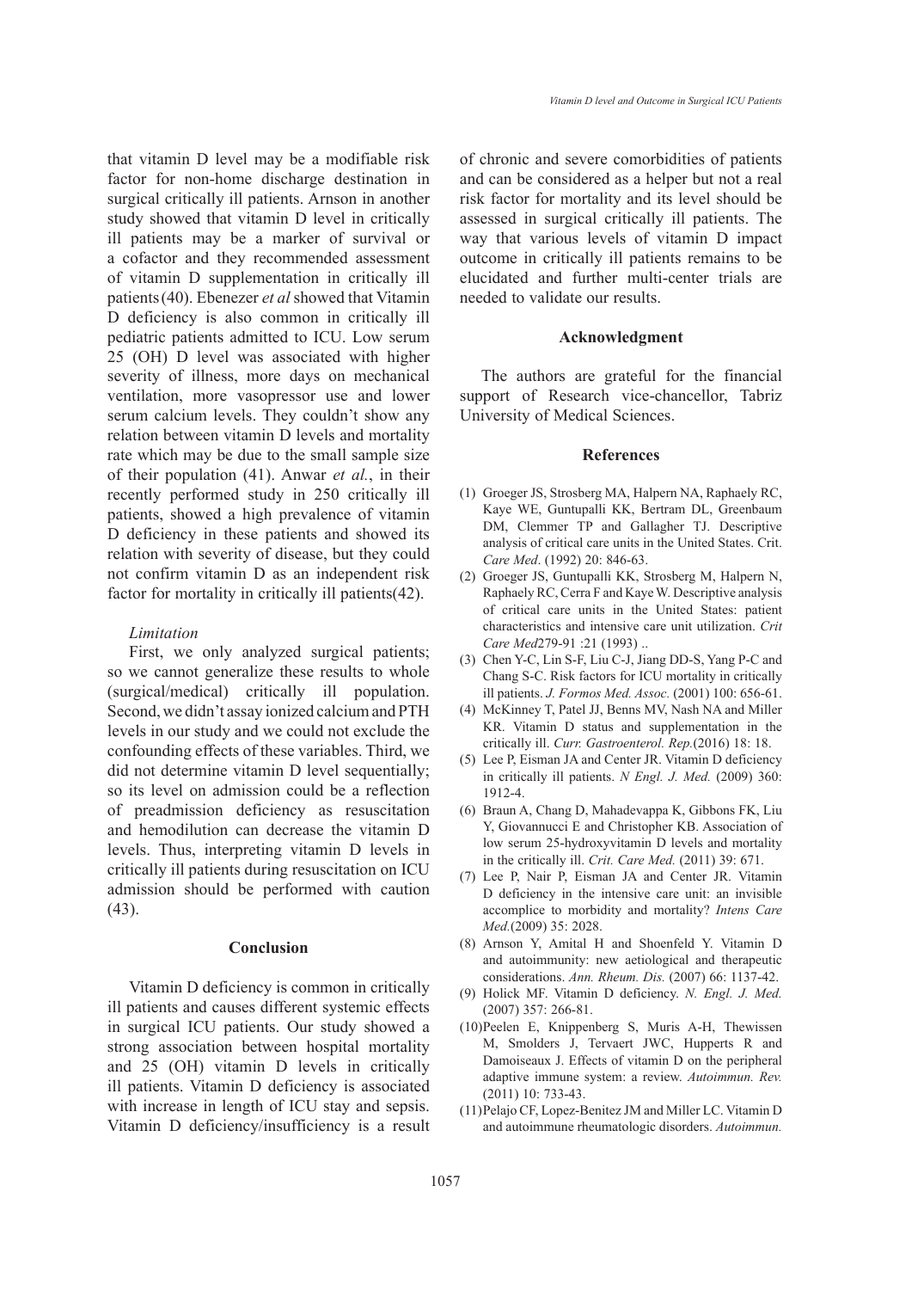that vitamin D level may be a modifiable risk factor for non-home discharge destination in surgical critically ill patients. Arnson in another study showed that vitamin D level in critically ill patients may be a marker of survival or a cofactor and they recommended assessment of vitamin D supplementation in critically ill patients (40). Ebenezer *et al* showed that Vitamin D deficiency is also common in critically ill pediatric patients admitted to ICU. Low serum 25 (OH) D level was associated with higher severity of illness, more days on mechanical ventilation, more vasopressor use and lower serum calcium levels. They couldn't show any relation between vitamin D levels and mortality rate which may be due to the small sample size of their population (41). Anwar *et al.*, in their recently performed study in 250 critically ill patients, showed a high prevalence of vitamin D deficiency in these patients and showed its relation with severity of disease, but they could not confirm vitamin D as an independent risk factor for mortality in critically ill patients(42).

*Limitation*

First, we only analyzed surgical patients; so we cannot generalize these results to whole (surgical/medical) critically ill population. Second, we didn't assay ionized calcium and PTH levels in our study and we could not exclude the confounding effects of these variables. Third, we did not determine vitamin D level sequentially; so its level on admission could be a reflection of preadmission deficiency as resuscitation and hemodilution can decrease the vitamin D levels. Thus, interpreting vitamin D levels in critically ill patients during resuscitation on ICU admission should be performed with caution (43).

## Conclusion

Vitamin D deficiency is common in critically ill patients and causes different systemic effects in surgical ICU patients. Our study showed a strong association between hospital mortality and 25 (OH) vitamin D levels in critically ill patients. Vitamin D deficiency is associated with increase in length of ICU stay and sepsis. Vitamin D deficiency/insufficiency is a result of chronic and severe comorbidities of patients and can be considered as a helper but not a real risk factor for mortality and its level should be assessed in surgical critically ill patients. The way that various levels of vitamin D impact outcome in critically ill patients remains to be elucidated and further multi-center trials are needed to validate our results.

## Acknowledgment

The authors are grateful for the financial support of Research vice-chancellor, Tabriz University of Medical Sciences.

## References

(1) Groeger JS, Strosberg MA, Halpern NA, Raphaely RC, Kaye WE, Guntupalli KK, Bertram DL, Greenbaum DM, Clemmer TP and Gallagher TJ. Descriptive analysis of critical care units in the United States. Crit. *Care Med*. (1992) 20: 846-63.

(2) Groeger JS, Guntupalli KK, Strosberg M, Halpern N, Raphaely RC, Cerra F and Kaye W. Descriptive analysis of critical care units in the United States: patient characteristics and intensive care unit utilization. *Crit Care Med*279-91 :21 (1993) ..

(3) Chen Y-C, Lin S-F, Liu C-J, Jiang DD-S, Yang P-C and Chang S-C. Risk factors for ICU mortality in critically ill patients. *J. Formos Med. Assoc.* (2001) 100: 656-61.

(4) McKinney T, Patel JJ, Benns MV, Nash NA and Miller KR. Vitamin D status and supplementation in the critically ill. *Curr. Gastroenterol. Rep.*(2016) 18: 18.

(5) Lee P, Eisman JA and Center JR. Vitamin D deficiency in critically ill patients. *N Engl. J. Med.* (2009) 360: 1912-4.

(6) Braun A, Chang D, Mahadevappa K, Gibbons FK, Liu Y, Giovannucci E and Christopher KB. Association of low serum 25-hydroxyvitamin D levels and mortality in the critically ill. *Crit. Care Med.* (2011) 39: 671.

(7) Lee P, Nair P, Eisman JA and Center JR. Vitamin D deficiency in the intensive care unit: an invisible accomplice to morbidity and mortality? *Intens Care Med.*(2009) 35: 2028.

(8) Arnson Y, Amital H and Shoenfeld Y. Vitamin D and autoimmunity: new aetiological and therapeutic considerations. *Ann. Rheum. Dis.* (2007) 66: 1137-42.

(9) Holick MF. Vitamin D deficiency. *N. Engl. J. Med.* (2007) 357: 266-81.

(10) Peelen E, Knippenberg S, Muris A-H, Thewissen M, Smolders J, Tervaert JWC, Hupperts R and Damoiseaux J. Effects of vitamin D on the peripheral adaptive immune system: a review. *Autoimmun. Rev.* (2011) 10: 733-43.

(11) Pelajo CF, Lopez-Benitez JM and Miller LC. Vitamin D and autoimmune rheumatologic disorders. *Autoimmun.*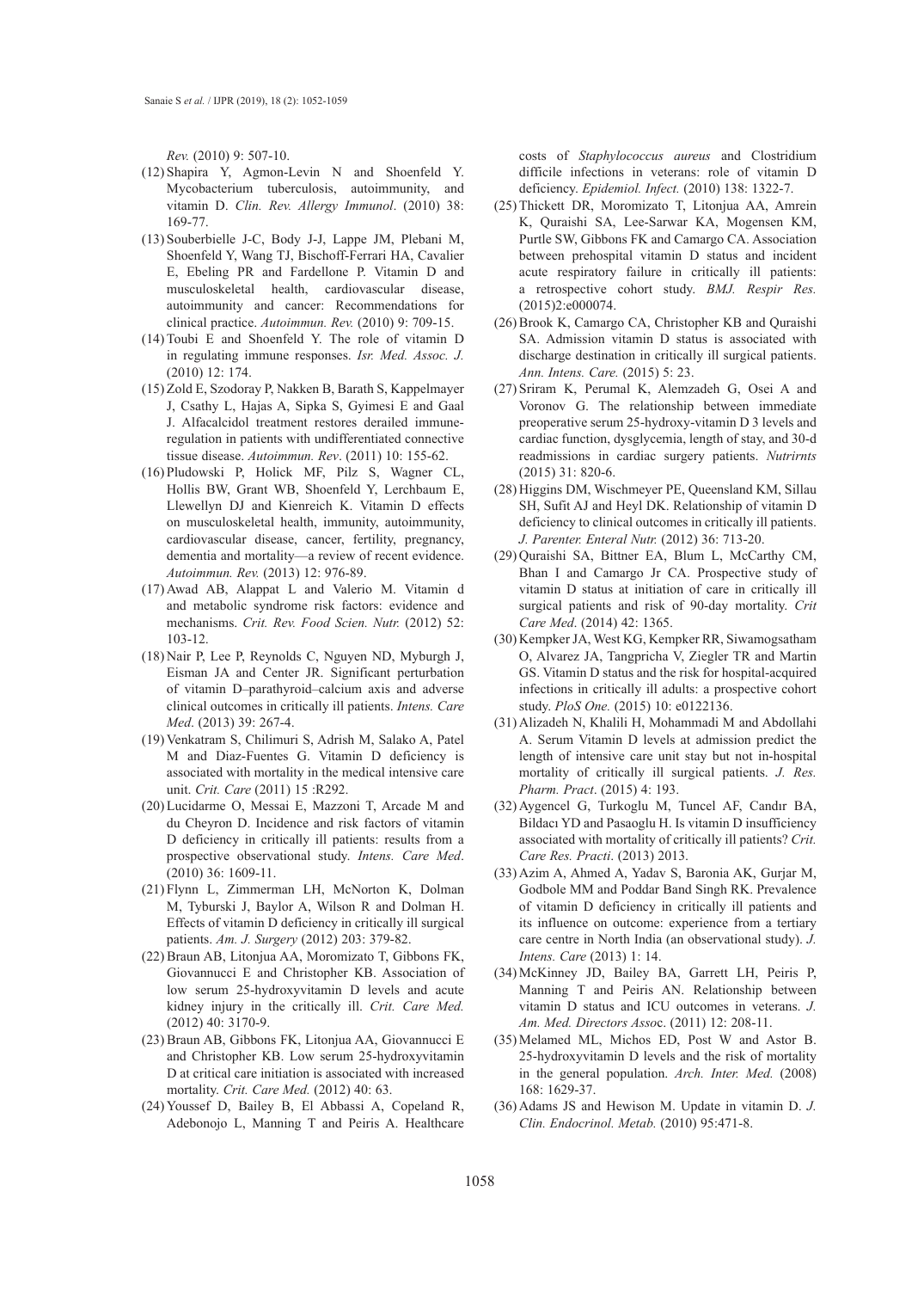*Rev.* (2010) 9: 507-10.

(12) Shapira Y, Agmon-Levin N and Shoenfeld Y. Mycobacterium tuberculosis, autoimmunity, and vitamin D. *Clin. Rev. Allergy Immunol*. (2010) 38: 169-77.

(13) Souberbielle J-C, Body J-J, Lappe JM, Plebani M, Shoenfeld Y, Wang TJ, Bischoff-Ferrari HA, Cavalier E, Ebeling PR and Fardellone P. Vitamin D and musculoskeletal health, cardiovascular disease, autoimmunity and cancer: Recommendations for clinical practice. *Autoimmun. Rev.* (2010) 9: 709-15.

(14) Toubi E and Shoenfeld Y. The role of vitamin D in regulating immune responses. *Isr. Med. Assoc. J.* (2010) 12: 174.

(15) Zold E, Szodoray P, Nakken B, Barath S, Kappelmayer J, Csathy L, Hajas A, Sipka S, Gyimesi E and Gaal J. Alfacalcidol treatment restores derailed immune-regulation in patients with undifferentiated connective tissue disease. *Autoimmun. Rev*. (2011) 10: 155-62.

(16) Pludowski P, Holick MF, Pilz S, Wagner CL, Hollis BW, Grant WB, Shoenfeld Y, Lerchbaum E, Llewellyn DJ and Kienreich K. Vitamin D effects on musculoskeletal health, immunity, autoimmunity, cardiovascular disease, cancer, fertility, pregnancy, dementia and mortality—a review of recent evidence. *Autoimmun. Rev.* (2013) 12: 976-89.

(17) Awad AB, Alappat L and Valerio M. Vitamin d and metabolic syndrome risk factors: evidence and mechanisms. *Crit. Rev. Food Scien. Nutr.* (2012) 52: 103-12.

(18) Nair P, Lee P, Reynolds C, Nguyen ND, Myburgh J, Eisman JA and Center JR. Significant perturbation of vitamin D–parathyroid–calcium axis and adverse clinical outcomes in critically ill patients. *Intens. Care Med*. (2013) 39: 267-4.

(19) Venkatram S, Chilimuri S, Adrish M, Salako A, Patel M and Diaz-Fuentes G. Vitamin D deficiency is associated with mortality in the medical intensive care unit. *Crit. Care* (2011) 15 :R292.

(20) Lucidarme O, Messai E, Mazzoni T, Arcade M and du Cheyron D. Incidence and risk factors of vitamin D deficiency in critically ill patients: results from a prospective observational study. *Intens. Care Med*. (2010) 36: 1609-11.

(21) Flynn L, Zimmerman LH, McNorton K, Dolman M, Tyburski J, Baylor A, Wilson R and Dolman H. Effects of vitamin D deficiency in critically ill surgical patients. *Am. J. Surgery* (2012) 203: 379-82.

(22) Braun AB, Litonjua AA, Moromizato T, Gibbons FK, Giovannucci E and Christopher KB. Association of low serum 25-hydroxyvitamin D levels and acute kidney injury in the critically ill. *Crit. Care Med.* (2012) 40: 3170-9.

(23) Braun AB, Gibbons FK, Litonjua AA, Giovannucci E and Christopher KB. Low serum 25-hydroxyvitamin D at critical care initiation is associated with increased mortality. *Crit. Care Med.* (2012) 40: 63.

(24) Youssef D, Bailey B, El Abbassi A, Copeland R, Adebonojo L, Manning T and Peiris A. Healthcare costs of *Staphylococcus aureus* and Clostridium difficile infections in veterans: role of vitamin D deficiency. *Epidemiol. Infect.* (2010) 138: 1322-7.

(25) Thickett DR, Moromizato T, Litonjua AA, Amrein K, Quraishi SA, Lee-Sarwar KA, Mogensen KM, Purtle SW, Gibbons FK and Camargo CA. Association between prehospital vitamin D status and incident acute respiratory failure in critically ill patients: a retrospective cohort study. *BMJ. Respir Res.* (2015)2:e000074.

(26) Brook K, Camargo CA, Christopher KB and Quraishi SA. Admission vitamin D status is associated with discharge destination in critically ill surgical patients. *Ann. Intens. Care.* (2015) 5: 23.

(27) Sriram K, Perumal K, Alemzadeh G, Osei A and Voronov G. The relationship between immediate preoperative serum 25-hydroxy-vitamin D 3 levels and cardiac function, dysglycemia, length of stay, and 30-d readmissions in cardiac surgery patients. *Nutrirnts* (2015) 31: 820-6.

(28) Higgins DM, Wischmeyer PE, Queensland KM, Sillau SH, Sufit AJ and Heyl DK. Relationship of vitamin D deficiency to clinical outcomes in critically ill patients. *J. Parenter. Enteral Nutr.* (2012) 36: 713-20.

(29) Quraishi SA, Bittner EA, Blum L, McCarthy CM, Bhan I and Camargo Jr CA. Prospective study of vitamin D status at initiation of care in critically ill surgical patients and risk of 90-day mortality. *Crit Care Med*. (2014) 42: 1365.

(30) Kempker JA, West KG, Kempker RR, Siwamogsatham O, Alvarez JA, Tangpricha V, Ziegler TR and Martin GS. Vitamin D status and the risk for hospital-acquired infections in critically ill adults: a prospective cohort study. *PloS One.* (2015) 10: e0122136.

(31) Alizadeh N, Khalili H, Mohammadi M and Abdollahi A. Serum Vitamin D levels at admission predict the length of intensive care unit stay but not in-hospital mortality of critically ill surgical patients. *J. Res. Pharm. Pract*. (2015) 4: 193.

(32) Aygencel G, Turkoglu M, Tuncel AF, Candır BA, Bildacı YD and Pasaoglu H. Is vitamin D insufficiency associated with mortality of critically ill patients? *Crit. Care Res. Practi*. (2013) 2013.

(33) Azim A, Ahmed A, Yadav S, Baronia AK, Gurjar M, Godbole MM and Poddar Band Singh RK. Prevalence of vitamin D deficiency in critically ill patients and its influence on outcome: experience from a tertiary care centre in North India (an observational study). *J. Intens. Care* (2013) 1: 14.

(34) McKinney JD, Bailey BA, Garrett LH, Peiris P, Manning T and Peiris AN. Relationship between vitamin D status and ICU outcomes in veterans. *J. Am. Med. Directors Asso*c. (2011) 12: 208-11.

(35) Melamed ML, Michos ED, Post W and Astor B. 25-hydroxyvitamin D levels and the risk of mortality in the general population. *Arch. Inter. Med.* (2008) 168: 1629-37.

(36) Adams JS and Hewison M. Update in vitamin D. *J. Clin. Endocrinol. Metab.* (2010) 95:471-8.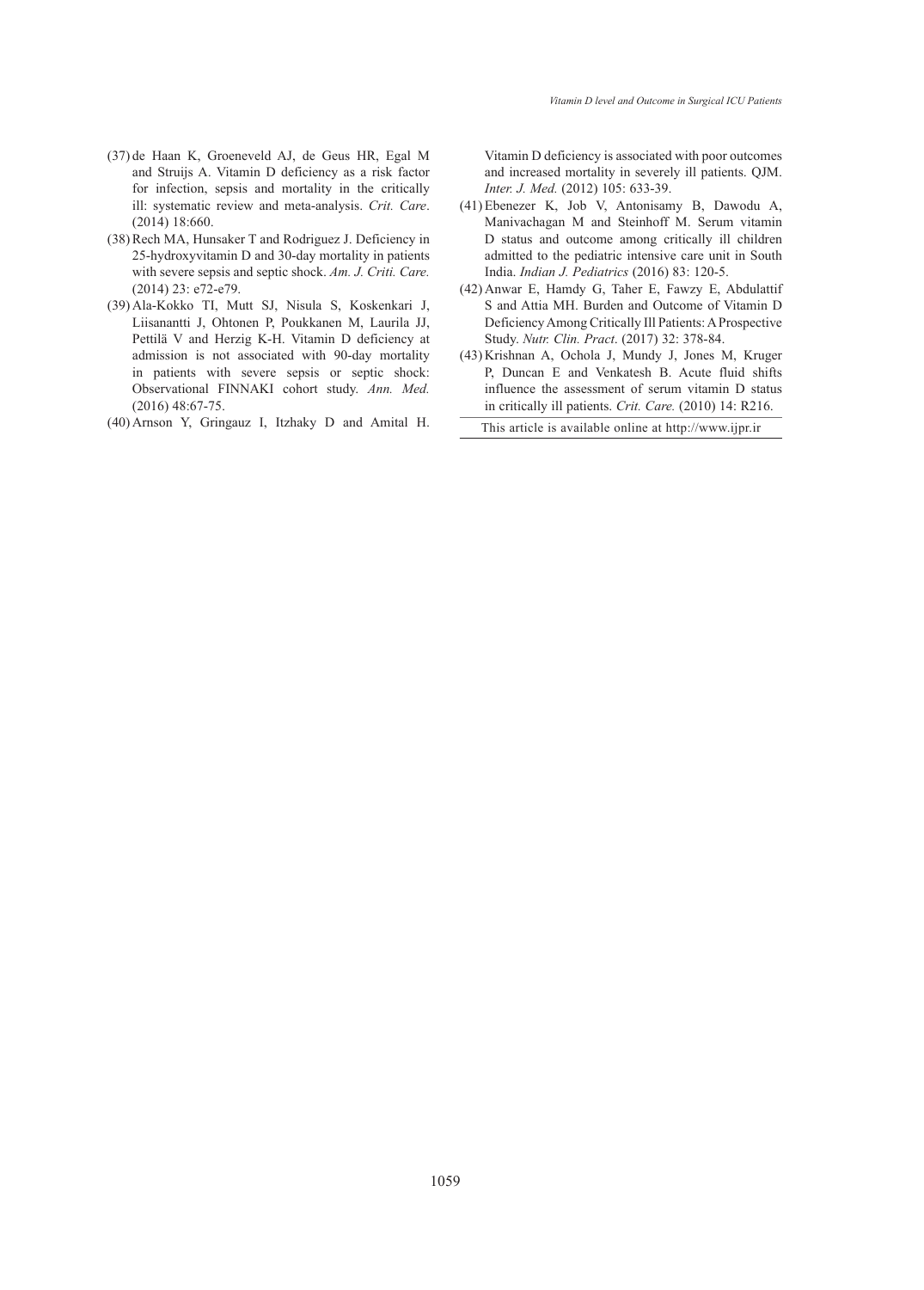(37) de Haan K, Groeneveld AJ, de Geus HR, Egal M and Struijs A. Vitamin D deficiency as a risk factor for infection, sepsis and mortality in the critically ill: systematic review and meta-analysis. *Crit. Care*. (2014) 18:660.

(38) Rech MA, Hunsaker T and Rodriguez J. Deficiency in 25-hydroxyvitamin D and 30-day mortality in patients with severe sepsis and septic shock. *Am. J. Criti. Care.* (2014) 23: e72-e79.

(39) Ala-Kokko TI, Mutt SJ, Nisula S, Koskenkari J, Liisanantti J, Ohtonen P, Poukkanen M, Laurila JJ, Pettilä V and Herzig K-H. Vitamin D deficiency at admission is not associated with 90-day mortality in patients with severe sepsis or septic shock: Observational FINNAKI cohort study. *Ann. Med.* (2016) 48:67-75.

(40) Arnson Y, Gringauz I, Itzhaky D and Amital H. Vitamin D deficiency is associated with poor outcomes and increased mortality in severely ill patients. QJM. *Inter. J. Med.* (2012) 105: 633-39.

(41) Ebenezer K, Job V, Antonisamy B, Dawodu A, Manivachagan M and Steinhoff M. Serum vitamin D status and outcome among critically ill children admitted to the pediatric intensive care unit in South India. *Indian J. Pediatrics* (2016) 83: 120-5.

(42) Anwar E, Hamdy G, Taher E, Fawzy E, Abdulattif S and Attia MH. Burden and Outcome of Vitamin D Deficiency Among Critically Ill Patients: A Prospective Study. *Nutr. Clin. Pract*. (2017) 32: 378-84.

(43) Krishnan A, Ochola J, Mundy J, Jones M, Kruger P, Duncan E and Venkatesh B. Acute fluid shifts influence the assessment of serum vitamin D status in critically ill patients. *Crit. Care.* (2010) 14: R216.

This article is available online at http://www.ijpr.ir